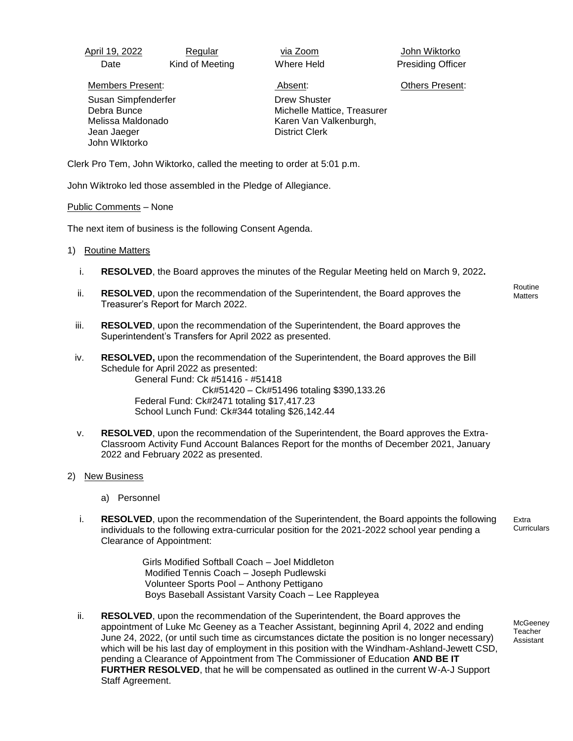| April 19, 2022 | Regular | via Zoom | John Wiktorko |
|---|---|---|---|
| Date | Kind of Meeting | Where Held | Presiding Officer |

| Members Present: | Absent: | Others Present: |
|---|---|---|
| Susan Simpfenderfer<br>Debra Bunce<br>Melissa Maldonado<br>Jean Jaeger<br>John WIktorko | Drew Shuster<br>Michelle Mattice, Treasurer<br>Karen Van Valkenburgh, District Clerk | |

Clerk Pro Tem, John Wiktorko, called the meeting to order at 5:01 p.m.

John Wiktroko led those assembled in the Pledge of Allegiance.

Public Comments – None

The next item of business is the following Consent Agenda.

1) Routine Matters

*Routine Matters*

i. **RESOLVED**, the Board approves the minutes of the Regular Meeting held on March 9, 2022**.**

ii. **RESOLVED**, upon the recommendation of the Superintendent, the Board approves the Treasurer's Report for March 2022.

iii. **RESOLVED**, upon the recommendation of the Superintendent, the Board approves the Superintendent's Transfers for April 2022 as presented.

iv. **RESOLVED,** upon the recommendation of the Superintendent, the Board approves the Bill Schedule for April 2022 as presented:
  General Fund: Ck #51416 - #51418
  Ck#51420 – Ck#51496 totaling $390,133.26
  Federal Fund: Ck#2471 totaling $17,417.23
  School Lunch Fund: Ck#344 totaling $26,142.44

v. **RESOLVED**, upon the recommendation of the Superintendent, the Board approves the Extra-Classroom Activity Fund Account Balances Report for the months of December 2021, January 2022 and February 2022 as presented.

2) New Business

a) Personnel

*Extra Curriculars*

i. **RESOLVED**, upon the recommendation of the Superintendent, the Board appoints the following individuals to the following extra-curricular position for the 2021-2022 school year pending a Clearance of Appointment:

Girls Modified Softball Coach – Joel Middleton
Modified Tennis Coach – Joseph Pudlewski
Volunteer Sports Pool – Anthony Pettigano
Boys Baseball Assistant Varsity Coach – Lee Rappleyea

*McGeeney Teacher Assistant*

ii. **RESOLVED**, upon the recommendation of the Superintendent, the Board approves the appointment of Luke Mc Geeney as a Teacher Assistant, beginning April 4, 2022 and ending June 24, 2022, (or until such time as circumstances dictate the position is no longer necessary) which will be his last day of employment in this position with the Windham-Ashland-Jewett CSD, pending a Clearance of Appointment from The Commissioner of Education **AND BE IT FURTHER RESOLVED**, that he will be compensated as outlined in the current W-A-J Support Staff Agreement.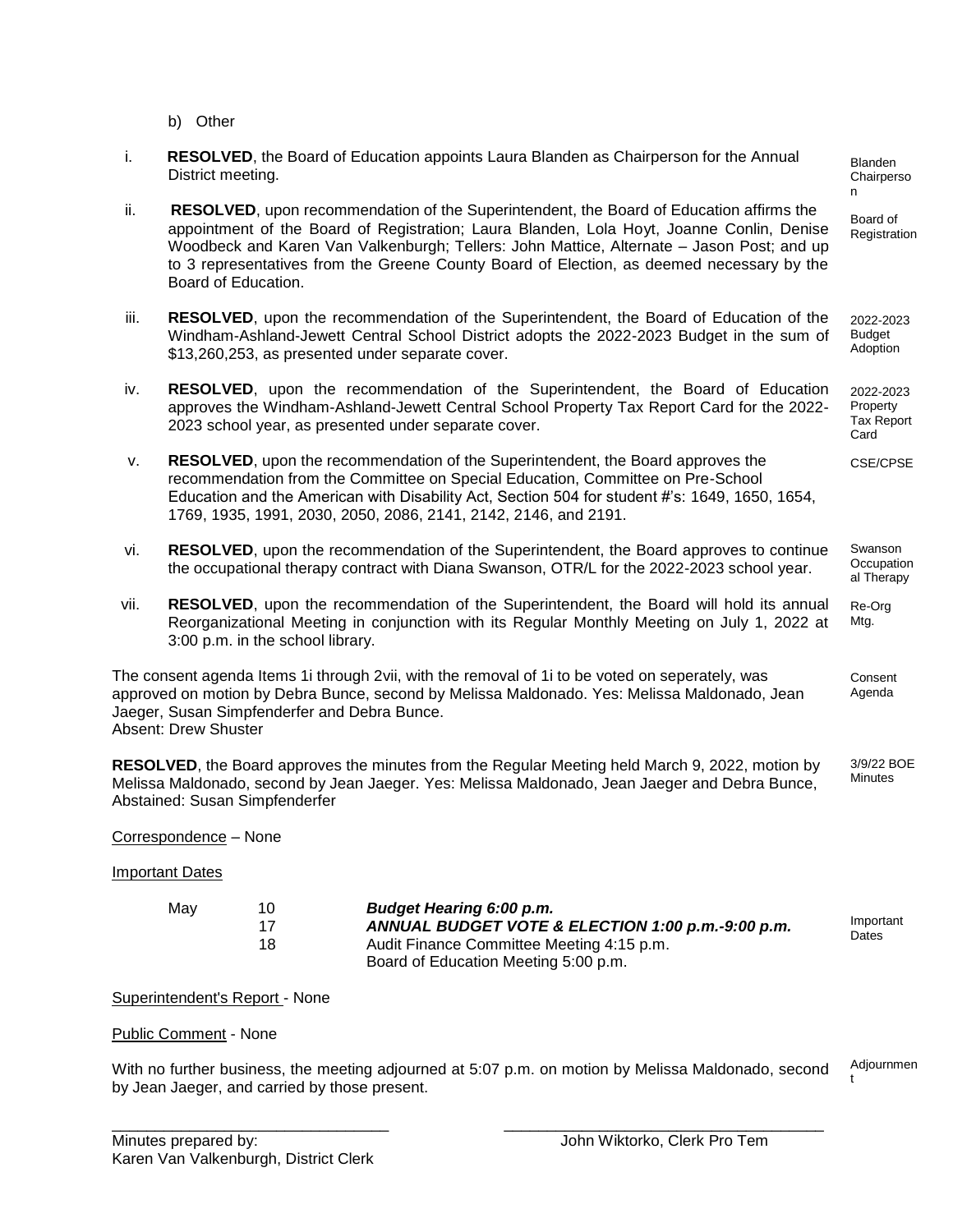b) Other

i. **RESOLVED**, the Board of Education appoints Laura Blanden as Chairperson for the Annual District meeting. — Blanden Chairperson

ii. **RESOLVED**, upon recommendation of the Superintendent, the Board of Education affirms the appointment of the Board of Registration; Laura Blanden, Lola Hoyt, Joanne Conlin, Denise Woodbeck and Karen Van Valkenburgh; Tellers: John Mattice, Alternate – Jason Post; and up to 3 representatives from the Greene County Board of Election, as deemed necessary by the Board of Education. — Board of Registration

iii. **RESOLVED**, upon the recommendation of the Superintendent, the Board of Education of the Windham-Ashland-Jewett Central School District adopts the 2022-2023 Budget in the sum of $13,260,253, as presented under separate cover. — 2022-2023 Budget Adoption

iv. **RESOLVED**, upon the recommendation of the Superintendent, the Board of Education approves the Windham-Ashland-Jewett Central School Property Tax Report Card for the 2022-2023 school year, as presented under separate cover. — 2022-2023 Property Tax Report Card

v. **RESOLVED**, upon the recommendation of the Superintendent, the Board approves the recommendation from the Committee on Special Education, Committee on Pre-School Education and the American with Disability Act, Section 504 for student #'s: 1649, 1650, 1654, 1769, 1935, 1991, 2030, 2050, 2086, 2141, 2142, 2146, and 2191. — CSE/CPSE

vi. **RESOLVED**, upon the recommendation of the Superintendent, the Board approves to continue the occupational therapy contract with Diana Swanson, OTR/L for the 2022-2023 school year. — Swanson Occupational Therapy

vii. **RESOLVED**, upon the recommendation of the Superintendent, the Board will hold its annual Reorganizational Meeting in conjunction with its Regular Monthly Meeting on July 1, 2022 at 3:00 p.m. in the school library. — Re-Org Mtg.

The consent agenda Items 1i through 2vii, with the removal of 1i to be voted on seperately, was approved on motion by Debra Bunce, second by Melissa Maldonado. Yes: Melissa Maldonado, Jean Jaeger, Susan Simpfenderfer and Debra Bunce.
Absent: Drew Shuster — Consent Agenda

**RESOLVED**, the Board approves the minutes from the Regular Meeting held March 9, 2022, motion by Melissa Maldonado, second by Jean Jaeger. Yes: Melissa Maldonado, Jean Jaeger and Debra Bunce, Abstained: Susan Simpfenderfer — 3/9/22 BOE Minutes

Correspondence – None

Important Dates — Important Dates

| | | |
|---|---|---|
| May | 10 | ***Budget Hearing 6:00 p.m.*** |
| | 17 | ***ANNUAL BUDGET VOTE & ELECTION 1:00 p.m.-9:00 p.m.*** |
| | 18 | Audit Finance Committee Meeting 4:15 p.m. |
| | | Board of Education Meeting 5:00 p.m. |

Superintendent's Report - None

Public Comment - None

With no further business, the meeting adjourned at 5:07 p.m. on motion by Melissa Maldonado, second by Jean Jaeger, and carried by those present. — Adjournment

\_\_\_\_\_\_\_\_\_\_\_\_\_\_\_\_\_\_\_\_\_\_\_\_\_\_\_\_\_\_\_\_\_\_ \_\_\_\_\_\_\_\_\_\_\_\_\_\_\_\_\_\_\_\_\_\_\_\_\_\_\_\_\_\_\_\_\_\_\_\_\_\_\_

Minutes prepared by: John Wiktorko, Clerk Pro Tem
Karen Van Valkenburgh, District Clerk